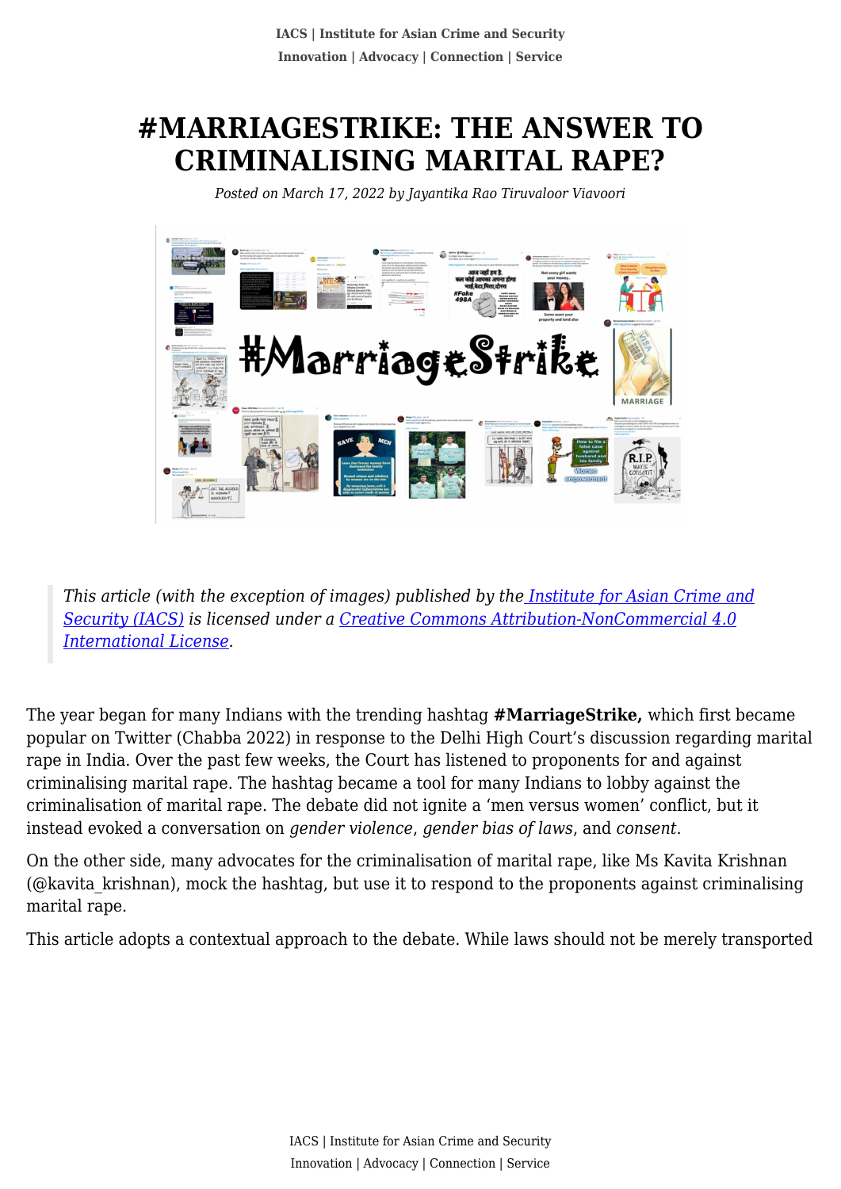# #MARRIAGESTRIKE: THE ANSWER TO CRIMINALISING MARITAL RAPE?

*Posted on March 17, 2022 by Jayantika Rao Tiruvaloor Viavoori*

> *This article (with the exception of images) published by the [Institute for Asian Crime and Security (IACS)](#) is licensed under a [Creative Commons Attribution-NonCommercial 4.0 International License](#).*

The year began for many Indians with the trending hashtag **#MarriageStrike,** which first became popular on Twitter (Chabba 2022) in response to the Delhi High Court's discussion regarding marital rape in India. Over the past few weeks, the Court has listened to proponents for and against criminalising marital rape. The hashtag became a tool for many Indians to lobby against the criminalisation of marital rape. The debate did not ignite a 'men versus women' conflict, but it instead evoked a conversation on *gender violence*, *gender bias of laws*, and *consent*.

On the other side, many advocates for the criminalisation of marital rape, like Ms Kavita Krishnan (@kavita_krishnan), mock the hashtag, but use it to respond to the proponents against criminalising marital rape.

This article adopts a contextual approach to the debate. While laws should not be merely transported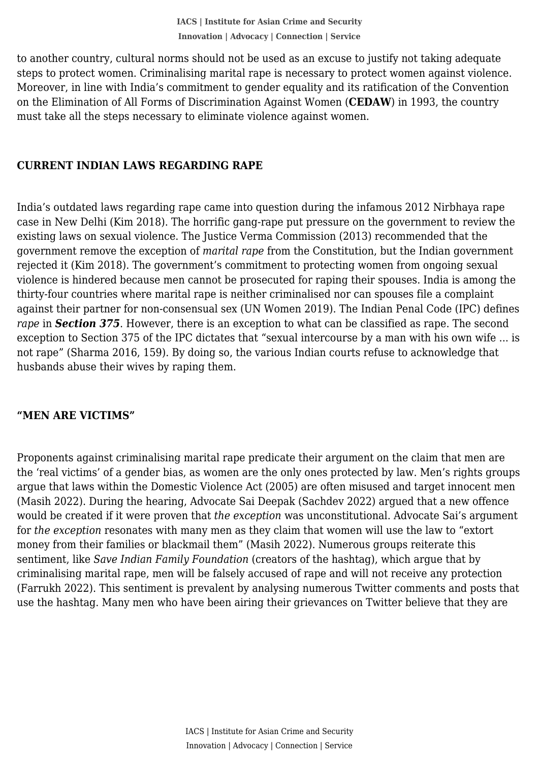to another country, cultural norms should not be used as an excuse to justify not taking adequate steps to protect women. Criminalising marital rape is necessary to protect women against violence. Moreover, in line with India's commitment to gender equality and its ratification of the Convention on the Elimination of All Forms of Discrimination Against Women (**CEDAW**) in 1993, the country must take all the steps necessary to eliminate violence against women.

## CURRENT INDIAN LAWS REGARDING RAPE

India's outdated laws regarding rape came into question during the infamous 2012 Nirbhaya rape case in New Delhi (Kim 2018). The horrific gang-rape put pressure on the government to review the existing laws on sexual violence. The Justice Verma Commission (2013) recommended that the government remove the exception of *marital rape* from the Constitution, but the Indian government rejected it (Kim 2018). The government's commitment to protecting women from ongoing sexual violence is hindered because men cannot be prosecuted for raping their spouses. India is among the thirty-four countries where marital rape is neither criminalised nor can spouses file a complaint against their partner for non-consensual sex (UN Women 2019). The Indian Penal Code (IPC) defines *rape* in ***Section 375***. However, there is an exception to what can be classified as rape. The second exception to Section 375 of the IPC dictates that "sexual intercourse by a man with his own wife ... is not rape" (Sharma 2016, 159). By doing so, the various Indian courts refuse to acknowledge that husbands abuse their wives by raping them.

## "MEN ARE VICTIMS"

Proponents against criminalising marital rape predicate their argument on the claim that men are the 'real victims' of a gender bias, as women are the only ones protected by law. Men's rights groups argue that laws within the Domestic Violence Act (2005) are often misused and target innocent men (Masih 2022). During the hearing, Advocate Sai Deepak (Sachdev 2022) argued that a new offence would be created if it were proven that *the exception* was unconstitutional. Advocate Sai's argument for *the exception* resonates with many men as they claim that women will use the law to "extort money from their families or blackmail them" (Masih 2022). Numerous groups reiterate this sentiment, like *Save Indian Family Foundation* (creators of the hashtag), which argue that by criminalising marital rape, men will be falsely accused of rape and will not receive any protection (Farrukh 2022). This sentiment is prevalent by analysing numerous Twitter comments and posts that use the hashtag. Many men who have been airing their grievances on Twitter believe that they are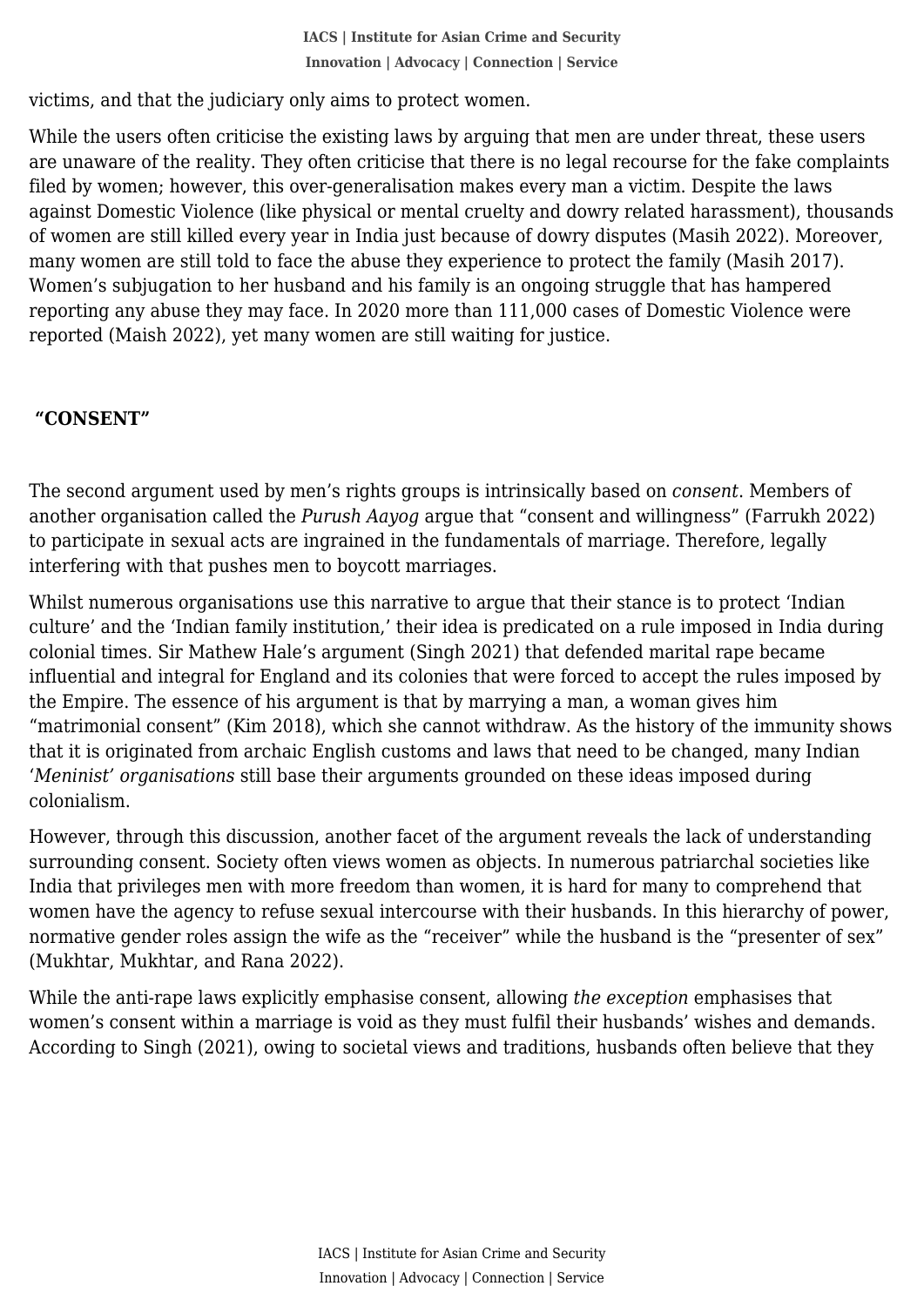victims, and that the judiciary only aims to protect women.

While the users often criticise the existing laws by arguing that men are under threat, these users are unaware of the reality. They often criticise that there is no legal recourse for the fake complaints filed by women; however, this over-generalisation makes every man a victim. Despite the laws against Domestic Violence (like physical or mental cruelty and dowry related harassment), thousands of women are still killed every year in India just because of dowry disputes (Masih 2022). Moreover, many women are still told to face the abuse they experience to protect the family (Masih 2017). Women's subjugation to her husband and his family is an ongoing struggle that has hampered reporting any abuse they may face. In 2020 more than 111,000 cases of Domestic Violence were reported (Maish 2022), yet many women are still waiting for justice.

## "CONSENT"

The second argument used by men's rights groups is intrinsically based on *consent*. Members of another organisation called the *Purush Aayog* argue that "consent and willingness" (Farrukh 2022) to participate in sexual acts are ingrained in the fundamentals of marriage. Therefore, legally interfering with that pushes men to boycott marriages.

Whilst numerous organisations use this narrative to argue that their stance is to protect 'Indian culture' and the 'Indian family institution,' their idea is predicated on a rule imposed in India during colonial times. Sir Mathew Hale's argument (Singh 2021) that defended marital rape became influential and integral for England and its colonies that were forced to accept the rules imposed by the Empire. The essence of his argument is that by marrying a man, a woman gives him "matrimonial consent" (Kim 2018), which she cannot withdraw. As the history of the immunity shows that it is originated from archaic English customs and laws that need to be changed, many Indian '*Meninist' organisations* still base their arguments grounded on these ideas imposed during colonialism.

However, through this discussion, another facet of the argument reveals the lack of understanding surrounding consent. Society often views women as objects. In numerous patriarchal societies like India that privileges men with more freedom than women, it is hard for many to comprehend that women have the agency to refuse sexual intercourse with their husbands. In this hierarchy of power, normative gender roles assign the wife as the "receiver" while the husband is the "presenter of sex" (Mukhtar, Mukhtar, and Rana 2022).

While the anti-rape laws explicitly emphasise consent, allowing *the exception* emphasises that women's consent within a marriage is void as they must fulfil their husbands' wishes and demands. According to Singh (2021), owing to societal views and traditions, husbands often believe that they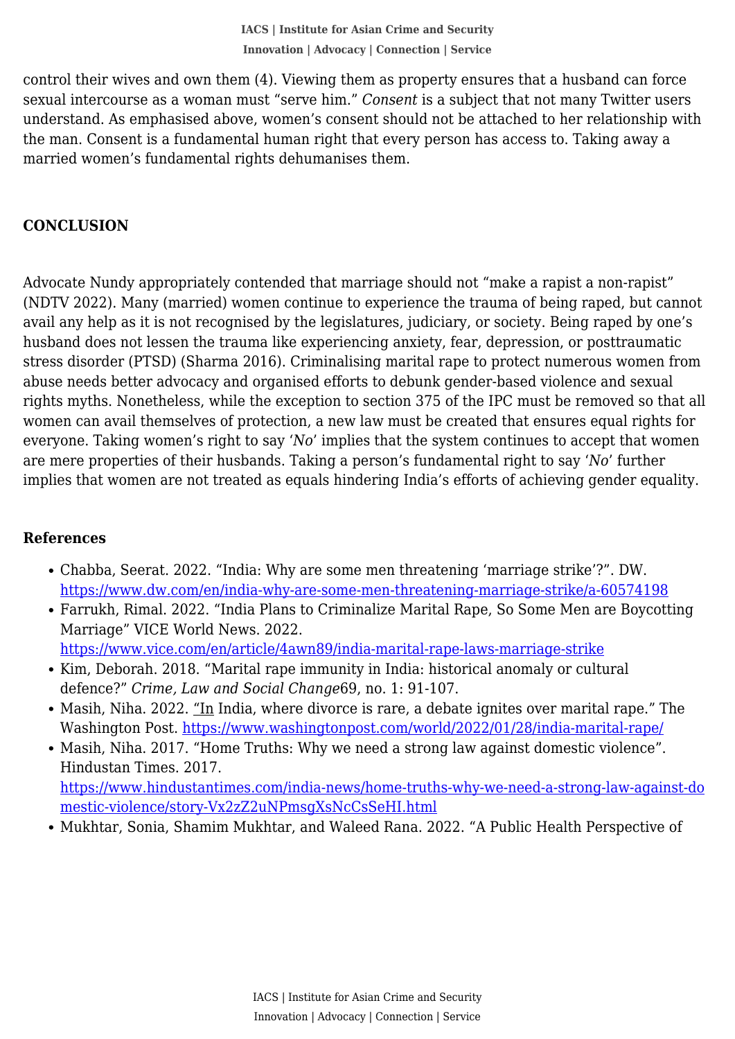control their wives and own them (4). Viewing them as property ensures that a husband can force sexual intercourse as a woman must "serve him." *Consent* is a subject that not many Twitter users understand. As emphasised above, women's consent should not be attached to her relationship with the man. Consent is a fundamental human right that every person has access to. Taking away a married women's fundamental rights dehumanises them.

## CONCLUSION

Advocate Nundy appropriately contended that marriage should not "make a rapist a non-rapist" (NDTV 2022). Many (married) women continue to experience the trauma of being raped, but cannot avail any help as it is not recognised by the legislatures, judiciary, or society. Being raped by one's husband does not lessen the trauma like experiencing anxiety, fear, depression, or posttraumatic stress disorder (PTSD) (Sharma 2016). Criminalising marital rape to protect numerous women from abuse needs better advocacy and organised efforts to debunk gender-based violence and sexual rights myths. Nonetheless, while the exception to section 375 of the IPC must be removed so that all women can avail themselves of protection, a new law must be created that ensures equal rights for everyone. Taking women's right to say '*No*' implies that the system continues to accept that women are mere properties of their husbands. Taking a person's fundamental right to say '*No*' further implies that women are not treated as equals hindering India's efforts of achieving gender equality.

## References

- Chabba, Seerat. 2022. "India: Why are some men threatening 'marriage strike'?". DW. https://www.dw.com/en/india-why-are-some-men-threatening-marriage-strike/a-60574198
- Farrukh, Rimal. 2022. "India Plans to Criminalize Marital Rape, So Some Men are Boycotting Marriage" VICE World News. 2022. https://www.vice.com/en/article/4awn89/india-marital-rape-laws-marriage-strike
- Kim, Deborah. 2018. "Marital rape immunity in India: historical anomaly or cultural defence?" *Crime, Law and Social Change*69, no. 1: 91-107.
- Masih, Niha. 2022. "In India, where divorce is rare, a debate ignites over marital rape." The Washington Post. https://www.washingtonpost.com/world/2022/01/28/india-marital-rape/
- Masih, Niha. 2017. "Home Truths: Why we need a strong law against domestic violence". Hindustan Times. 2017. https://www.hindustantimes.com/india-news/home-truths-why-we-need-a-strong-law-against-domestic-violence/story-Vx2zZ2uNPmsgXsNcCsSeHI.html
- Mukhtar, Sonia, Shamim Mukhtar, and Waleed Rana. 2022. "A Public Health Perspective of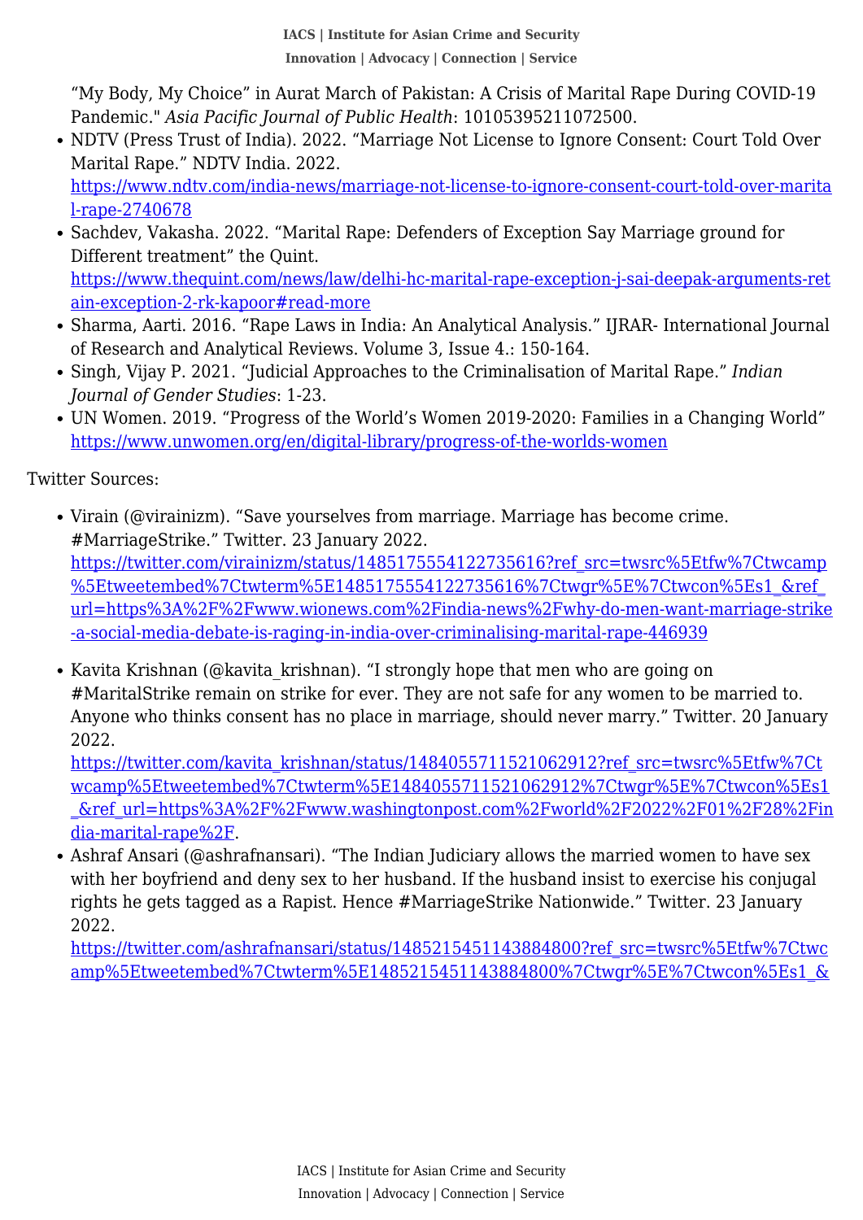“My Body, My Choice” in Aurat March of Pakistan: A Crisis of Marital Rape During COVID-19 Pandemic." *Asia Pacific Journal of Public Health*: 10105395211072500.

- NDTV (Press Trust of India). 2022. “Marriage Not License to Ignore Consent: Court Told Over Marital Rape.” NDTV India. 2022. https://www.ndtv.com/india-news/marriage-not-license-to-ignore-consent-court-told-over-marital-rape-2740678
- Sachdev, Vakasha. 2022. “Marital Rape: Defenders of Exception Say Marriage ground for Different treatment” the Quint. https://www.thequint.com/news/law/delhi-hc-marital-rape-exception-j-sai-deepak-arguments-retain-exception-2-rk-kapoor#read-more
- Sharma, Aarti. 2016. “Rape Laws in India: An Analytical Analysis.” IJRAR- International Journal of Research and Analytical Reviews. Volume 3, Issue 4.: 150-164.
- Singh, Vijay P. 2021. “Judicial Approaches to the Criminalisation of Marital Rape.” *Indian Journal of Gender Studies*: 1-23.
- UN Women. 2019. “Progress of the World’s Women 2019-2020: Families in a Changing World” https://www.unwomen.org/en/digital-library/progress-of-the-worlds-women

Twitter Sources:

- Virain (@virainizm). “Save yourselves from marriage. Marriage has become crime. #MarriageStrike.” Twitter. 23 January 2022. https://twitter.com/virainizm/status/1485175554122735616?ref_src=twsrc%5Etfw%7Ctwcamp%5Etweetembed%7Ctwterm%5E1485175554122735616%7Ctwgr%5E%7Ctwcon%5Es1_&ref_url=https%3A%2F%2Fwww.wionews.com%2Findia-news%2Fwhy-do-men-want-marriage-strike-a-social-media-debate-is-raging-in-india-over-criminalising-marital-rape-446939

- Kavita Krishnan (@kavita_krishnan). “I strongly hope that men who are going on #MaritalStrike remain on strike for ever. They are not safe for any women to be married to. Anyone who thinks consent has no place in marriage, should never marry.” Twitter. 20 January 2022. https://twitter.com/kavita_krishnan/status/1484055711521062912?ref_src=twsrc%5Etfw%7Ctwcamp%5Etweetembed%7Ctwterm%5E1484055711521062912%7Ctwgr%5E%7Ctwcon%5Es1_&ref_url=https%3A%2F%2Fwww.washingtonpost.com%2Fworld%2F2022%2F01%2F28%2Findia-marital-rape%2F.
- Ashraf Ansari (@ashrafnansari). “The Indian Judiciary allows the married women to have sex with her boyfriend and deny sex to her husband. If the husband insist to exercise his conjugal rights he gets tagged as a Rapist. Hence #MarriageStrike Nationwide.” Twitter. 23 January 2022. https://twitter.com/ashrafnansari/status/1485215451143884800?ref_src=twsrc%5Etfw%7Ctwcamp%5Etweetembed%7Ctwterm%5E1485215451143884800%7Ctwgr%5E%7Ctwcon%5Es1_&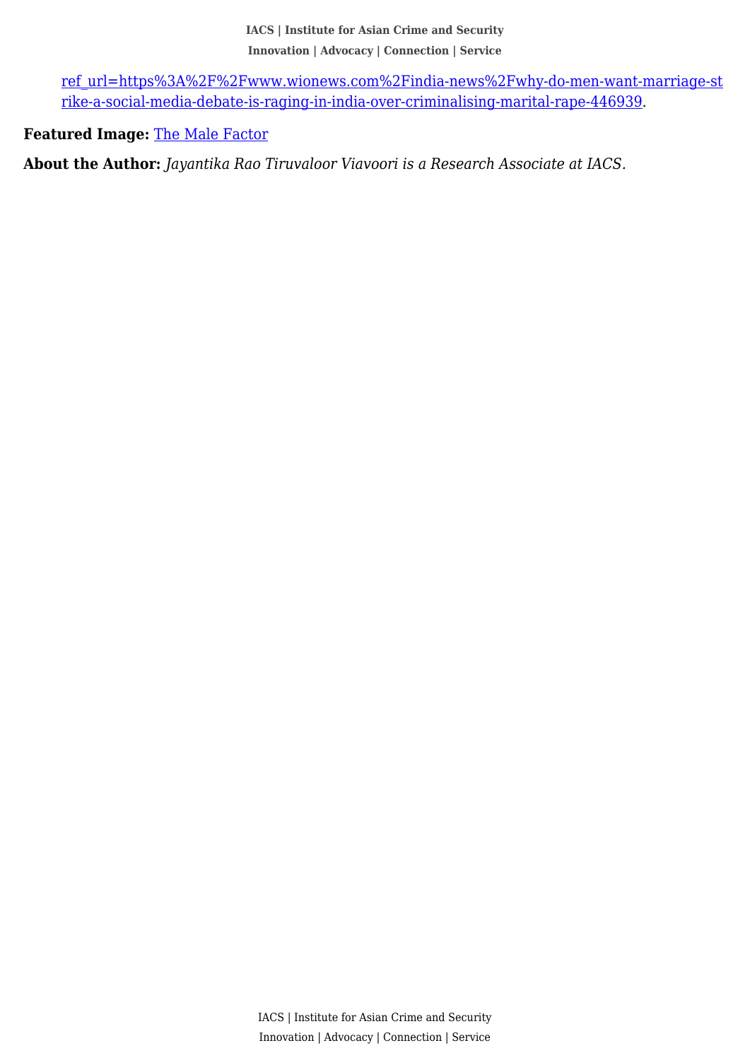ref_url=https%3A%2F%2Fwww.wionews.com%2Findia-news%2Fwhy-do-men-want-marriage-strike-a-social-media-debate-is-raging-in-india-over-criminalising-marital-rape-446939.

**Featured Image:** The Male Factor

**About the Author:** *Jayantika Rao Tiruvaloor Viavoori is a Research Associate at IACS.*